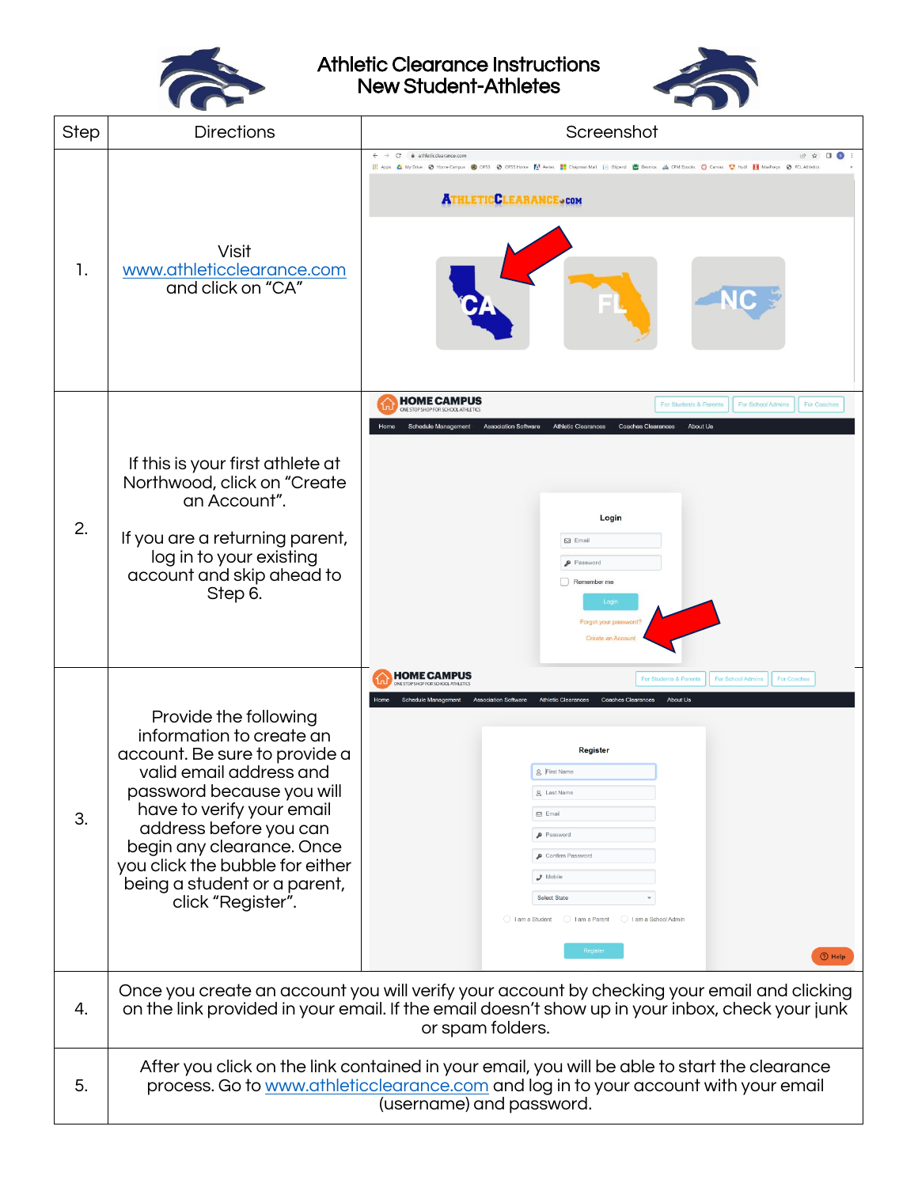# Athletic Clearance Instructions
## New Student-Athletes

| Step | Directions | Screenshot |
|---|---|---|
| 1. | Visit www.athleticclearance.com and click on "CA" | |
| 2. | If this is your first athlete at Northwood, click on "Create an Account".<br><br>If you are a returning parent, log in to your existing account and skip ahead to Step 6. | |
| 3. | Provide the following information to create an account. Be sure to provide a valid email address and password because you will have to verify your email address before you can begin any clearance. Once you click the bubble for either being a student or a parent, click "Register". | |
| 4. | Once you create an account you will verify your account by checking your email and clicking on the link provided in your email. If the email doesn't show up in your inbox, check your junk or spam folders. | |
| 5. | After you click on the link contained in your email, you will be able to start the clearance process. Go to www.athleticclearance.com and log in to your account with your email (username) and password. | |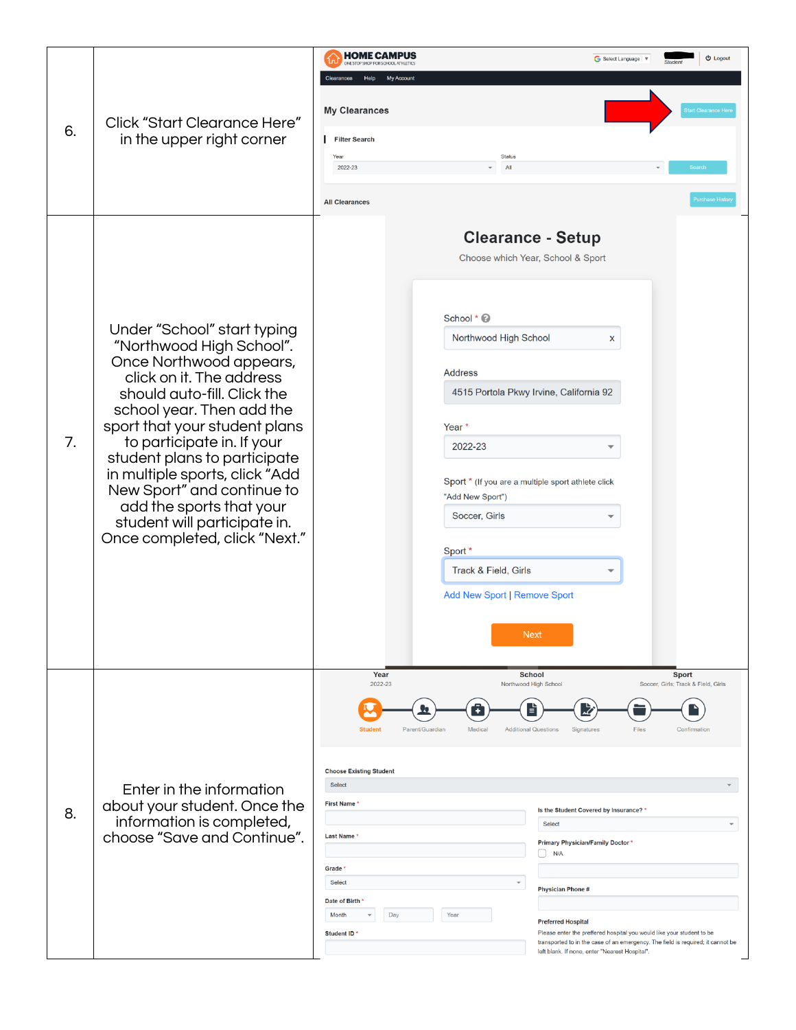| | | |
|---|---|---|
| 6. | Click "Start Clearance Here" in the upper right corner | HOME CAMPUS ONE STOP SHOP FOR SCHOOL ATHLETICS<br>Select Language ▼ Student Logout<br>Clearances Help My Account<br>My Clearances Start Clearance Here<br>Filter Search<br>Year 2022-23 Status All Search<br>All Clearances Purchase History |
| 7. | Under "School" start typing "Northwood High School". Once Northwood appears, click on it. The address should auto-fill. Click the school year. Then add the sport that your student plans to participate in. If your student plans to participate in multiple sports, click "Add New Sport" and continue to add the sports that your student will participate in. Once completed, click "Next." | **Clearance - Setup**<br>Choose which Year, School & Sport<br>School * Northwood High School x<br>Address 4515 Portola Pkwy Irvine, California 92<br>Year * 2022-23<br>Sport * (If you are a multiple sport athlete click "Add New Sport") Soccer, Girls<br>Sport * Track & Field, Girls<br>Add New Sport \| Remove Sport<br>Next |
| 8. | Enter in the information about your student. Once the information is completed, choose "Save and Continue". | Year 2022-23 School Northwood High School Sport Soccer, Girls; Track & Field, Girls<br>Student Parent/Guardian Medical Additional Questions Signatures Files Confirmation<br>Choose Existing Student Select<br>First Name * Last Name * Grade * Select Date of Birth * Month Day Year Student ID *<br>Is the Student Covered by Insurance? * Select<br>Primary Physician/Family Doctor * N/A<br>Physician Phone #<br>Preferred Hospital<br>Please enter the preffered hospital you would like your student to be transported to in the case of an emergency. The field is required; it cannot be left blank. If none, enter "Nearest Hospital". |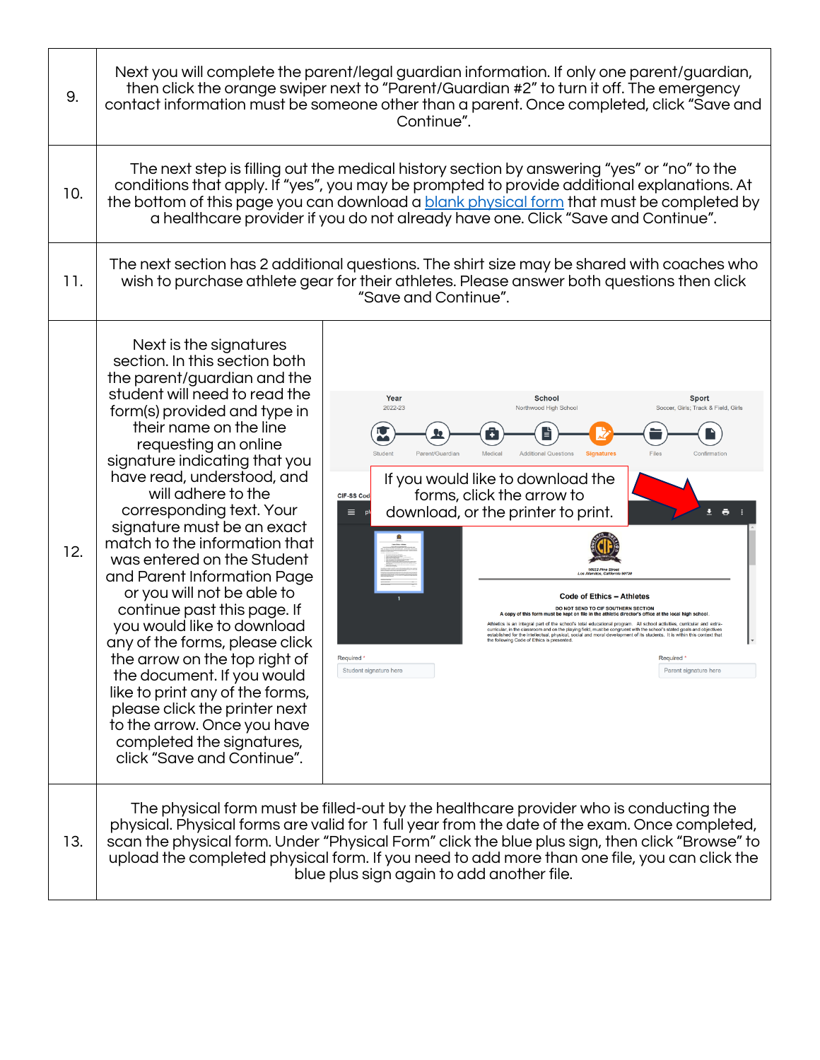| | |
|---|---|
| 9. | Next you will complete the parent/legal guardian information. If only one parent/guardian, then click the orange swiper next to "Parent/Guardian #2" to turn it off. The emergency contact information must be someone other than a parent. Once completed, click "Save and Continue". |
| 10. | The next step is filling out the medical history section by answering "yes" or "no" to the conditions that apply. If "yes", you may be prompted to provide additional explanations. At the bottom of this page you can download a [blank physical form]() that must be completed by a healthcare provider if you do not already have one. Click "Save and Continue". |
| 11. | The next section has 2 additional questions. The shirt size may be shared with coaches who wish to purchase athlete gear for their athletes. Please answer both questions then click "Save and Continue". |
| 12. | Next is the signatures section. In this section both the parent/guardian and the student will need to read the form(s) provided and type in their name on the line requesting an online signature indicating that you have read, understood, and will adhere to the corresponding text. Your signature must be an exact match to the information that was entered on the Student and Parent Information Page or you will not be able to continue past this page. If you would like to download any of the forms, please click the arrow on the top right of the document. If you would like to print any of the forms, please click the printer next to the arrow. Once you have completed the signatures, click "Save and Continue".<br><br>If you would like to download the forms, click the arrow to download, or the printer to print. |
| 13. | The physical form must be filled-out by the healthcare provider who is conducting the physical. Physical forms are valid for 1 full year from the date of the exam. Once completed, scan the physical form. Under "Physical Form" click the blue plus sign, then click "Browse" to upload the completed physical form. If you need to add more than one file, you can click the blue plus sign again to add another file. |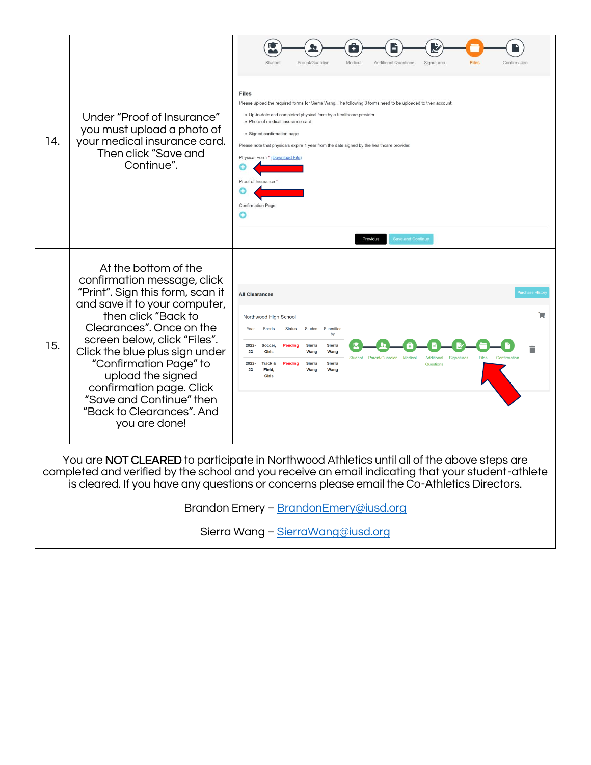| | | |
|---|---|---|
| 14. | Under "Proof of Insurance" you must upload a photo of your medical insurance card. Then click "Save and Continue". | Student · Parent/Guardian · Medical · Additional Questions · Signatures · Files · Confirmation<br><br>**Files**<br>Please upload the required forms for Sierra Wang. The following 3 forms need to be uploaded to their account:<br>• Up-to-date and completed physical form by a healthcare provider<br>• Photo of medical insurance card<br>• Signed confirmation page<br>Please note that physicals expire 1 year from the date signed by the healthcare provider.<br>Physical Form * (Download File)<br>Proof of Insurance *<br>Confirmation Page<br>Previous · Save and Continue |
| 15. | At the bottom of the confirmation message, click "Print". Sign this form, scan it and save it to your computer, then click "Back to Clearances". Once on the screen below, click "Files". Click the blue plus sign under "Confirmation Page" to upload the signed confirmation page. Click "Save and Continue" then "Back to Clearances". And you are done! | **All Clearances** · Purchase History<br>Northwood High School<br>Year · Sports · Status · Student · Submitted by<br>2022-23 · Soccer, Girls · Pending · Sierra Wang · Sierra Wang<br>2022-23 · Track & Field, Girls · Pending · Sierra Wang · Sierra Wang<br>Student · Parent/Guardian · Medical · Additional Questions · Signatures · Files · Confirmation |

You are **NOT CLEARED** to participate in Northwood Athletics until all of the above steps are completed and verified by the school and you receive an email indicating that your student-athlete is cleared. If you have any questions or concerns please email the Co-Athletics Directors.

Brandon Emery – BrandonEmery@iusd.org

Sierra Wang – SierraWang@iusd.org